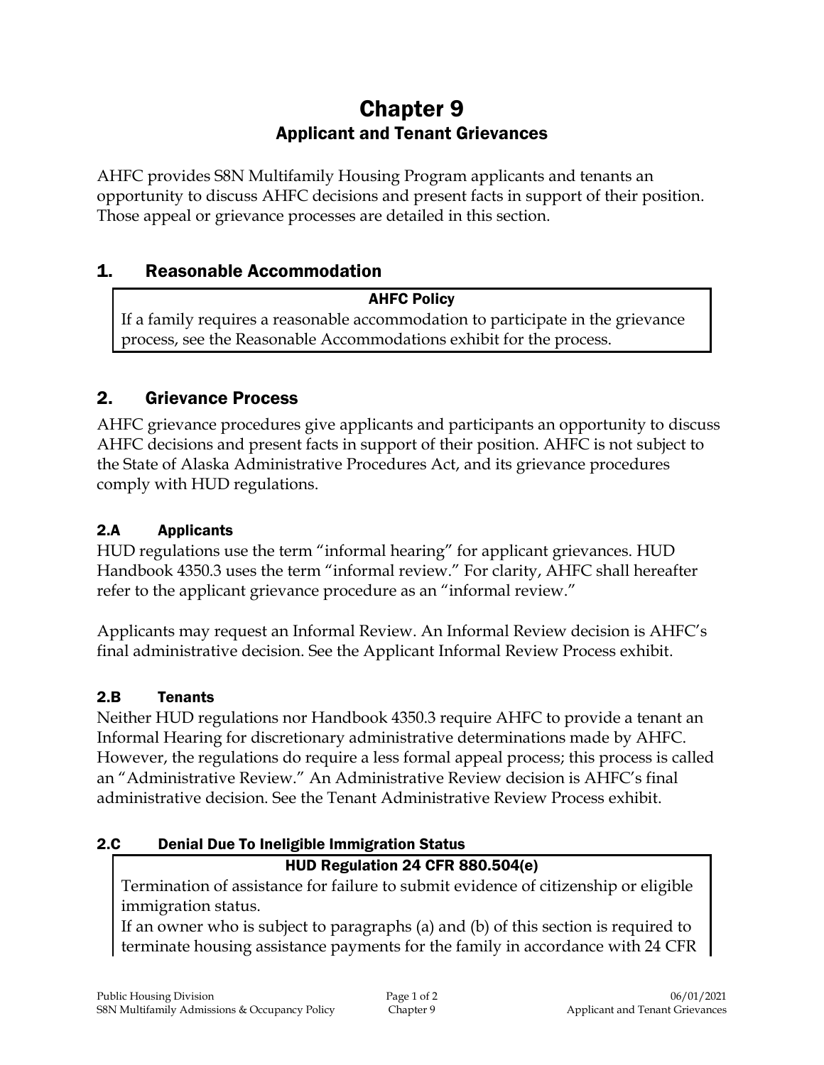# Chapter 9
## Applicant and Tenant Grievances

AHFC provides S8N Multifamily Housing Program applicants and tenants an opportunity to discuss AHFC decisions and present facts in support of their position. Those appeal or grievance processes are detailed in this section.

## 1. Reasonable Accommodation

**AHFC Policy**

If a family requires a reasonable accommodation to participate in the grievance process, see the Reasonable Accommodations exhibit for the process.

## 2. Grievance Process

AHFC grievance procedures give applicants and participants an opportunity to discuss AHFC decisions and present facts in support of their position. AHFC is not subject to the State of Alaska Administrative Procedures Act, and its grievance procedures comply with HUD regulations.

### 2.A Applicants

HUD regulations use the term "informal hearing" for applicant grievances. HUD Handbook 4350.3 uses the term "informal review." For clarity, AHFC shall hereafter refer to the applicant grievance procedure as an "informal review."

Applicants may request an Informal Review. An Informal Review decision is AHFC's final administrative decision. See the Applicant Informal Review Process exhibit.

### 2.B Tenants

Neither HUD regulations nor Handbook 4350.3 require AHFC to provide a tenant an Informal Hearing for discretionary administrative determinations made by AHFC. However, the regulations do require a less formal appeal process; this process is called an "Administrative Review." An Administrative Review decision is AHFC's final administrative decision. See the Tenant Administrative Review Process exhibit.

### 2.C Denial Due To Ineligible Immigration Status

**HUD Regulation 24 CFR 880.504(e)**

Termination of assistance for failure to submit evidence of citizenship or eligible immigration status.

If an owner who is subject to paragraphs (a) and (b) of this section is required to terminate housing assistance payments for the family in accordance with 24 CFR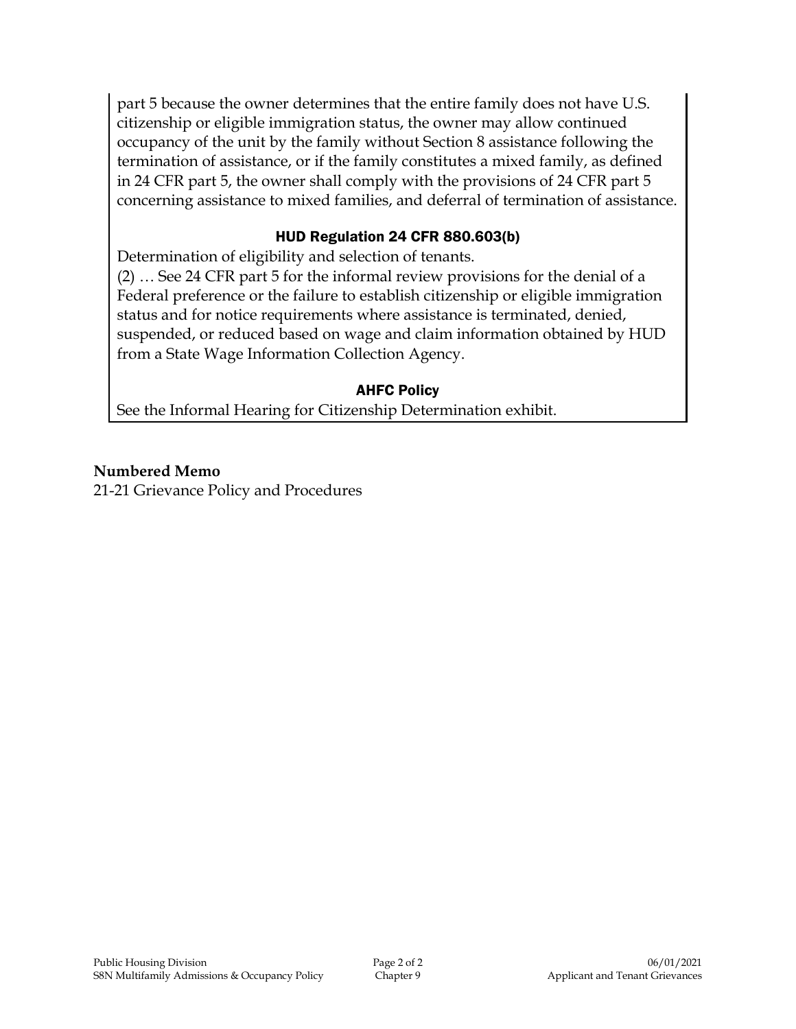part 5 because the owner determines that the entire family does not have U.S. citizenship or eligible immigration status, the owner may allow continued occupancy of the unit by the family without Section 8 assistance following the termination of assistance, or if the family constitutes a mixed family, as defined in 24 CFR part 5, the owner shall comply with the provisions of 24 CFR part 5 concerning assistance to mixed families, and deferral of termination of assistance.

### HUD Regulation 24 CFR 880.603(b)

Determination of eligibility and selection of tenants.

(2) … See 24 CFR part 5 for the informal review provisions for the denial of a Federal preference or the failure to establish citizenship or eligible immigration status and for notice requirements where assistance is terminated, denied, suspended, or reduced based on wage and claim information obtained by HUD from a State Wage Information Collection Agency.

### AHFC Policy

See the Informal Hearing for Citizenship Determination exhibit.

**Numbered Memo**

21-21 Grievance Policy and Procedures